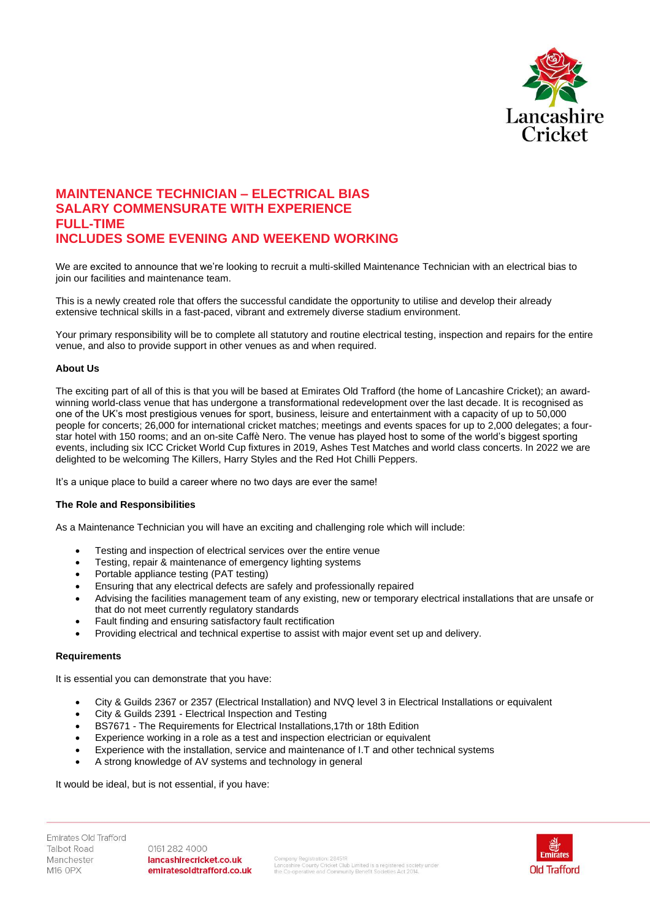# MAINTENANCE TECHNICIAN – ELECTRICAL BIAS
# SALARY COMMENSURATE WITH EXPERIENCE
# FULL-TIME
# INCLUDES SOME EVENING AND WEEKEND WORKING

We are excited to announce that we're looking to recruit a multi-skilled Maintenance Technician with an electrical bias to join our facilities and maintenance team.

This is a newly created role that offers the successful candidate the opportunity to utilise and develop their already extensive technical skills in a fast-paced, vibrant and extremely diverse stadium environment.

Your primary responsibility will be to complete all statutory and routine electrical testing, inspection and repairs for the entire venue, and also to provide support in other venues as and when required.

**About Us**

The exciting part of all of this is that you will be based at Emirates Old Trafford (the home of Lancashire Cricket); an award-winning world-class venue that has undergone a transformational redevelopment over the last decade. It is recognised as one of the UK's most prestigious venues for sport, business, leisure and entertainment with a capacity of up to 50,000 people for concerts; 26,000 for international cricket matches; meetings and events spaces for up to 2,000 delegates; a four-star hotel with 150 rooms; and an on-site Caffè Nero. The venue has played host to some of the world's biggest sporting events, including six ICC Cricket World Cup fixtures in 2019, Ashes Test Matches and world class concerts. In 2022 we are delighted to be welcoming The Killers, Harry Styles and the Red Hot Chilli Peppers.

It's a unique place to build a career where no two days are ever the same!

**The Role and Responsibilities**

As a Maintenance Technician you will have an exciting and challenging role which will include:

- Testing and inspection of electrical services over the entire venue
- Testing, repair & maintenance of emergency lighting systems
- Portable appliance testing (PAT testing)
- Ensuring that any electrical defects are safely and professionally repaired
- Advising the facilities management team of any existing, new or temporary electrical installations that are unsafe or that do not meet currently regulatory standards
- Fault finding and ensuring satisfactory fault rectification
- Providing electrical and technical expertise to assist with major event set up and delivery.

**Requirements**

It is essential you can demonstrate that you have:

- City & Guilds 2367 or 2357 (Electrical Installation) and NVQ level 3 in Electrical Installations or equivalent
- City & Guilds 2391 - Electrical Inspection and Testing
- BS7671 - The Requirements for Electrical Installations,17th or 18th Edition
- Experience working in a role as a test and inspection electrician or equivalent
- Experience with the installation, service and maintenance of I.T and other technical systems
- A strong knowledge of AV systems and technology in general

It would be ideal, but is not essential, if you have: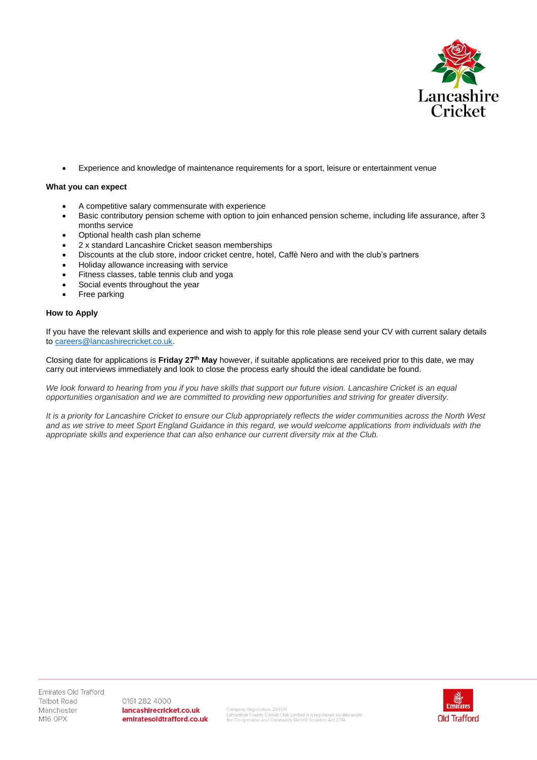- Experience and knowledge of maintenance requirements for a sport, leisure or entertainment venue

**What you can expect**

- A competitive salary commensurate with experience
- Basic contributory pension scheme with option to join enhanced pension scheme, including life assurance, after 3 months service
- Optional health cash plan scheme
- 2 x standard Lancashire Cricket season memberships
- Discounts at the club store, indoor cricket centre, hotel, Caffè Nero and with the club's partners
- Holiday allowance increasing with service
- Fitness classes, table tennis club and yoga
- Social events throughout the year
- Free parking

**How to Apply**

If you have the relevant skills and experience and wish to apply for this role please send your CV with current salary details to careers@lancashirecricket.co.uk.

Closing date for applications is **Friday 27th May** however, if suitable applications are received prior to this date, we may carry out interviews immediately and look to close the process early should the ideal candidate be found.

*We look forward to hearing from you if you have skills that support our future vision. Lancashire Cricket is an equal opportunities organisation and we are committed to providing new opportunities and striving for greater diversity.*

*It is a priority for Lancashire Cricket to ensure our Club appropriately reflects the wider communities across the North West and as we strive to meet Sport England Guidance in this regard, we would welcome applications from individuals with the appropriate skills and experience that can also enhance our current diversity mix at the Club.*